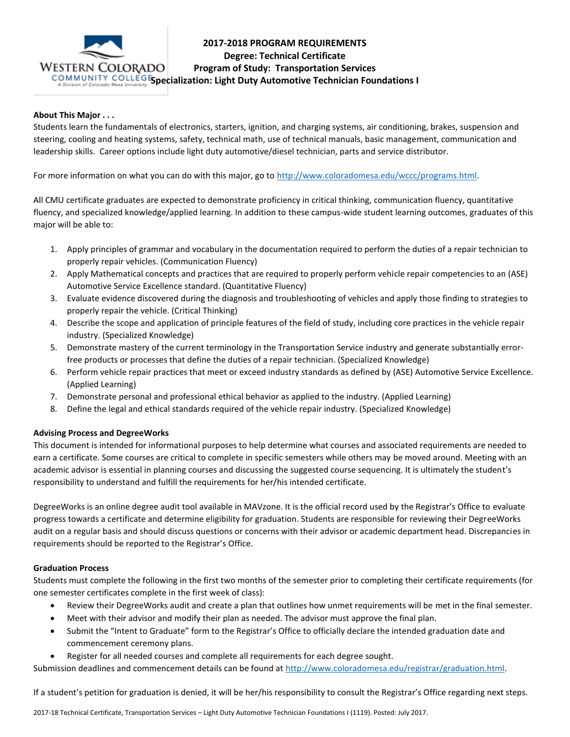# 2017-2018 PROGRAM REQUIREMENTS
## Degree: Technical Certificate
## Program of Study: Transportation Services
## Specialization: Light Duty Automotive Technician Foundations I

**About This Major . . .**

Students learn the fundamentals of electronics, starters, ignition, and charging systems, air conditioning, brakes, suspension and steering, cooling and heating systems, safety, technical math, use of technical manuals, basic management, communication and leadership skills. Career options include light duty automotive/diesel technician, parts and service distributor.

For more information on what you can do with this major, go to http://www.coloradomesa.edu/wccc/programs.html.

All CMU certificate graduates are expected to demonstrate proficiency in critical thinking, communication fluency, quantitative fluency, and specialized knowledge/applied learning. In addition to these campus-wide student learning outcomes, graduates of this major will be able to:

1. Apply principles of grammar and vocabulary in the documentation required to perform the duties of a repair technician to properly repair vehicles. (Communication Fluency)
2. Apply Mathematical concepts and practices that are required to properly perform vehicle repair competencies to an (ASE) Automotive Service Excellence standard. (Quantitative Fluency)
3. Evaluate evidence discovered during the diagnosis and troubleshooting of vehicles and apply those finding to strategies to properly repair the vehicle. (Critical Thinking)
4. Describe the scope and application of principle features of the field of study, including core practices in the vehicle repair industry. (Specialized Knowledge)
5. Demonstrate mastery of the current terminology in the Transportation Service industry and generate substantially error-free products or processes that define the duties of a repair technician. (Specialized Knowledge)
6. Perform vehicle repair practices that meet or exceed industry standards as defined by (ASE) Automotive Service Excellence. (Applied Learning)
7. Demonstrate personal and professional ethical behavior as applied to the industry. (Applied Learning)
8. Define the legal and ethical standards required of the vehicle repair industry. (Specialized Knowledge)

**Advising Process and DegreeWorks**

This document is intended for informational purposes to help determine what courses and associated requirements are needed to earn a certificate. Some courses are critical to complete in specific semesters while others may be moved around. Meeting with an academic advisor is essential in planning courses and discussing the suggested course sequencing. It is ultimately the student's responsibility to understand and fulfill the requirements for her/his intended certificate.

DegreeWorks is an online degree audit tool available in MAVzone. It is the official record used by the Registrar's Office to evaluate progress towards a certificate and determine eligibility for graduation. Students are responsible for reviewing their DegreeWorks audit on a regular basis and should discuss questions or concerns with their advisor or academic department head. Discrepancies in requirements should be reported to the Registrar's Office.

**Graduation Process**

Students must complete the following in the first two months of the semester prior to completing their certificate requirements (for one semester certificates complete in the first week of class):

- Review their DegreeWorks audit and create a plan that outlines how unmet requirements will be met in the final semester.
- Meet with their advisor and modify their plan as needed. The advisor must approve the final plan.
- Submit the "Intent to Graduate" form to the Registrar's Office to officially declare the intended graduation date and commencement ceremony plans.
- Register for all needed courses and complete all requirements for each degree sought.

Submission deadlines and commencement details can be found at http://www.coloradomesa.edu/registrar/graduation.html.

If a student's petition for graduation is denied, it will be her/his responsibility to consult the Registrar's Office regarding next steps.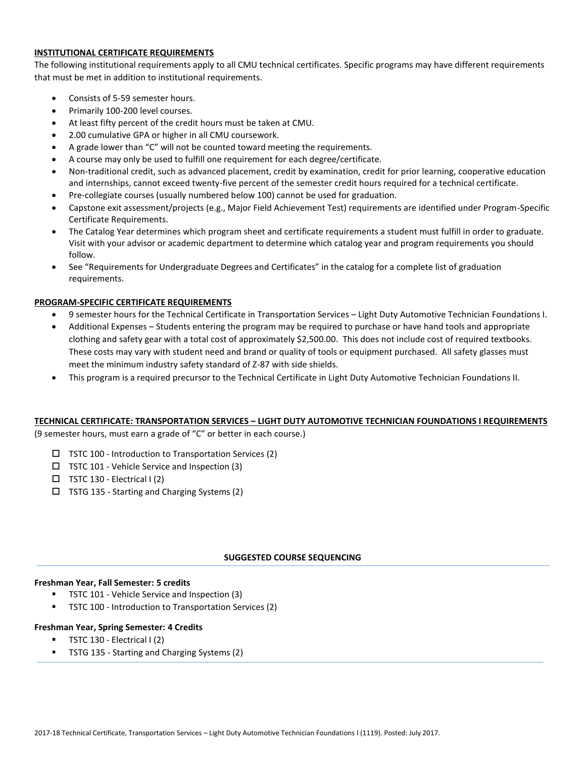## INSTITUTIONAL CERTIFICATE REQUIREMENTS

The following institutional requirements apply to all CMU technical certificates. Specific programs may have different requirements that must be met in addition to institutional requirements.

- Consists of 5-59 semester hours.
- Primarily 100-200 level courses.
- At least fifty percent of the credit hours must be taken at CMU.
- 2.00 cumulative GPA or higher in all CMU coursework.
- A grade lower than "C" will not be counted toward meeting the requirements.
- A course may only be used to fulfill one requirement for each degree/certificate.
- Non-traditional credit, such as advanced placement, credit by examination, credit for prior learning, cooperative education and internships, cannot exceed twenty-five percent of the semester credit hours required for a technical certificate.
- Pre-collegiate courses (usually numbered below 100) cannot be used for graduation.
- Capstone exit assessment/projects (e.g., Major Field Achievement Test) requirements are identified under Program-Specific Certificate Requirements.
- The Catalog Year determines which program sheet and certificate requirements a student must fulfill in order to graduate. Visit with your advisor or academic department to determine which catalog year and program requirements you should follow.
- See "Requirements for Undergraduate Degrees and Certificates" in the catalog for a complete list of graduation requirements.

## PROGRAM-SPECIFIC CERTIFICATE REQUIREMENTS

- 9 semester hours for the Technical Certificate in Transportation Services – Light Duty Automotive Technician Foundations I.
- Additional Expenses – Students entering the program may be required to purchase or have hand tools and appropriate clothing and safety gear with a total cost of approximately $2,500.00. This does not include cost of required textbooks. These costs may vary with student need and brand or quality of tools or equipment purchased. All safety glasses must meet the minimum industry safety standard of Z-87 with side shields.
- This program is a required precursor to the Technical Certificate in Light Duty Automotive Technician Foundations II.

## TECHNICAL CERTIFICATE: TRANSPORTATION SERVICES – LIGHT DUTY AUTOMOTIVE TECHNICIAN FOUNDATIONS I REQUIREMENTS

(9 semester hours, must earn a grade of "C" or better in each course.)

- ☐ TSTC 100 - Introduction to Transportation Services (2)
- ☐ TSTC 101 - Vehicle Service and Inspection (3)
- ☐ TSTC 130 - Electrical I (2)
- ☐ TSTG 135 - Starting and Charging Systems (2)

## SUGGESTED COURSE SEQUENCING

**Freshman Year, Fall Semester: 5 credits**

- TSTC 101 - Vehicle Service and Inspection (3)
- TSTC 100 - Introduction to Transportation Services (2)

**Freshman Year, Spring Semester: 4 Credits**

- TSTC 130 - Electrical I (2)
- TSTG 135 - Starting and Charging Systems (2)

2017-18 Technical Certificate, Transportation Services – Light Duty Automotive Technician Foundations I (1119). Posted: July 2017.